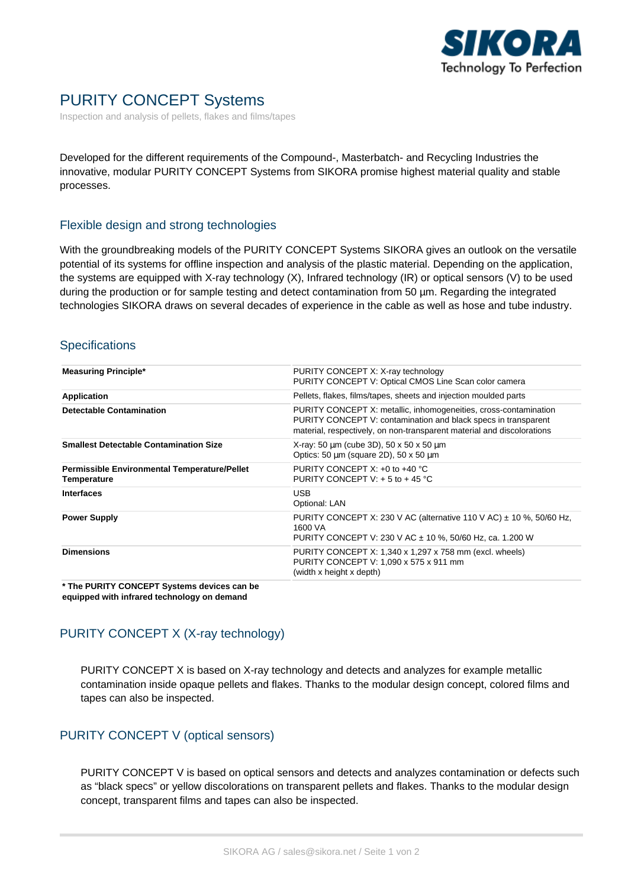# PURITY CONCEPT Systems

Inspection and analysis of pellets, flakes and films/tapes

Developed for the different requirements of the Compound-, Masterbatch- and Recycling Industries the innovative, modular PURITY CONCEPT Systems from SIKORA promise highest material quality and stable processes.

## Flexible design and strong technologies

With the groundbreaking models of the PURITY CONCEPT Systems SIKORA gives an outlook on the versatile potential of its systems for offline inspection and analysis of the plastic material. Depending on the application, the systems are equipped with X-ray technology (X), Infrared technology (IR) or optical sensors (V) to be used during the production or for sample testing and detect contamination from 50 µm. Regarding the integrated technologies SIKORA draws on several decades of experience in the cable as well as hose and tube industry.

## Specifications

| | |
|---|---|
| **Measuring Principle*** | PURITY CONCEPT X: X-ray technology<br>PURITY CONCEPT V: Optical CMOS Line Scan color camera |
| **Application** | Pellets, flakes, films/tapes, sheets and injection moulded parts |
| **Detectable Contamination** | PURITY CONCEPT X: metallic, inhomogeneities, cross-contamination<br>PURITY CONCEPT V: contamination and black specs in transparent material, respectively, on non-transparent material and discolorations |
| **Smallest Detectable Contamination Size** | X-ray: 50 µm (cube 3D), 50 x 50 x 50 µm<br>Optics: 50 µm (square 2D), 50 x 50 µm |
| **Permissible Environmental Temperature/Pellet Temperature** | PURITY CONCEPT X: +0 to +40 °C<br>PURITY CONCEPT V: + 5 to + 45 °C |
| **Interfaces** | USB<br>Optional: LAN |
| **Power Supply** | PURITY CONCEPT X: 230 V AC (alternative 110 V AC) ± 10 %, 50/60 Hz, 1600 VA<br>PURITY CONCEPT V: 230 V AC ± 10 %, 50/60 Hz, ca. 1.200 W |
| **Dimensions** | PURITY CONCEPT X: 1,340 x 1,297 x 758 mm (excl. wheels)<br>PURITY CONCEPT V: 1,090 x 575 x 911 mm<br>(width x height x depth) |

**\* The PURITY CONCEPT Systems devices can be equipped with infrared technology on demand**

## PURITY CONCEPT X (X-ray technology)

PURITY CONCEPT X is based on X-ray technology and detects and analyzes for example metallic contamination inside opaque pellets and flakes. Thanks to the modular design concept, colored films and tapes can also be inspected.

## PURITY CONCEPT V (optical sensors)

PURITY CONCEPT V is based on optical sensors and detects and analyzes contamination or defects such as “black specs” or yellow discolorations on transparent pellets and flakes. Thanks to the modular design concept, transparent films and tapes can also be inspected.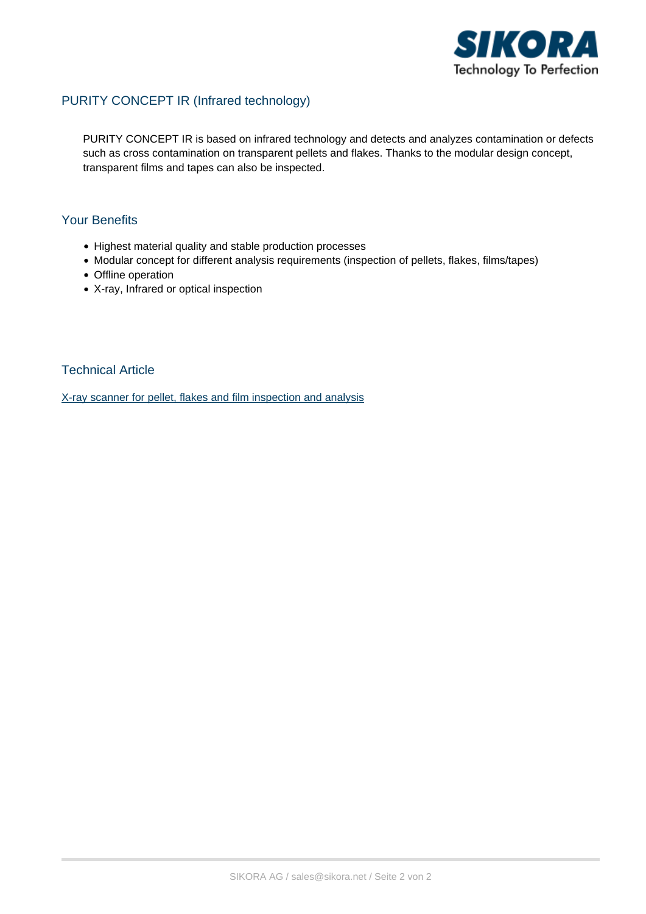## PURITY CONCEPT IR (Infrared technology)

PURITY CONCEPT IR is based on infrared technology and detects and analyzes contamination or defects such as cross contamination on transparent pellets and flakes. Thanks to the modular design concept, transparent films and tapes can also be inspected.

## Your Benefits

- Highest material quality and stable production processes
- Modular concept for different analysis requirements (inspection of pellets, flakes, films/tapes)
- Offline operation
- X-ray, Infrared or optical inspection

## Technical Article

X-ray scanner for pellet, flakes and film inspection and analysis